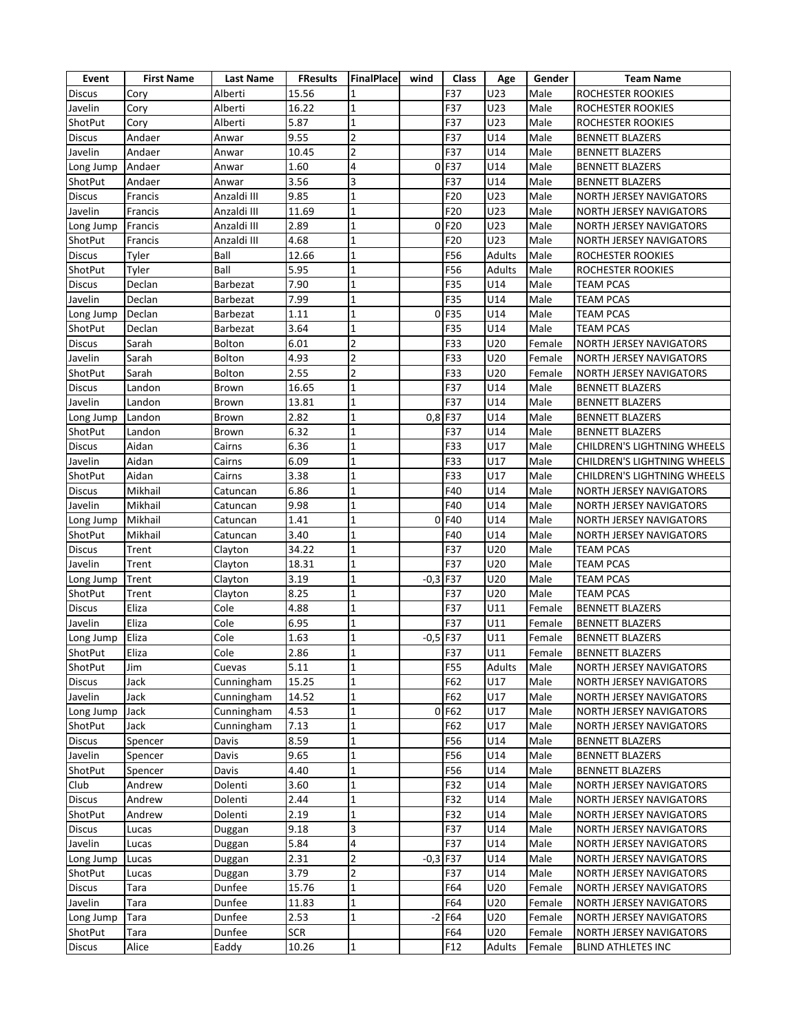| Event | First Name | Last Name | FResults | FinalPlace | wind | Class | Age | Gender | Team Name |
|---|---|---|---|---|---|---|---|---|---|
| Discus | Cory | Alberti | 15.56 | 1 | | F37 | U23 | Male | ROCHESTER ROOKIES |
| Javelin | Cory | Alberti | 16.22 | 1 | | F37 | U23 | Male | ROCHESTER ROOKIES |
| ShotPut | Cory | Alberti | 5.87 | 1 | | F37 | U23 | Male | ROCHESTER ROOKIES |
| Discus | Andaer | Anwar | 9.55 | 2 | | F37 | U14 | Male | BENNETT BLAZERS |
| Javelin | Andaer | Anwar | 10.45 | 2 | | F37 | U14 | Male | BENNETT BLAZERS |
| Long Jump | Andaer | Anwar | 1.60 | 4 | 0 | F37 | U14 | Male | BENNETT BLAZERS |
| ShotPut | Andaer | Anwar | 3.56 | 3 | | F37 | U14 | Male | BENNETT BLAZERS |
| Discus | Francis | Anzaldi III | 9.85 | 1 | | F20 | U23 | Male | NORTH JERSEY NAVIGATORS |
| Javelin | Francis | Anzaldi III | 11.69 | 1 | | F20 | U23 | Male | NORTH JERSEY NAVIGATORS |
| Long Jump | Francis | Anzaldi III | 2.89 | 1 | 0 | F20 | U23 | Male | NORTH JERSEY NAVIGATORS |
| ShotPut | Francis | Anzaldi III | 4.68 | 1 | | F20 | U23 | Male | NORTH JERSEY NAVIGATORS |
| Discus | Tyler | Ball | 12.66 | 1 | | F56 | Adults | Male | ROCHESTER ROOKIES |
| ShotPut | Tyler | Ball | 5.95 | 1 | | F56 | Adults | Male | ROCHESTER ROOKIES |
| Discus | Declan | Barbezat | 7.90 | 1 | | F35 | U14 | Male | TEAM PCAS |
| Javelin | Declan | Barbezat | 7.99 | 1 | | F35 | U14 | Male | TEAM PCAS |
| Long Jump | Declan | Barbezat | 1.11 | 1 | 0 | F35 | U14 | Male | TEAM PCAS |
| ShotPut | Declan | Barbezat | 3.64 | 1 | | F35 | U14 | Male | TEAM PCAS |
| Discus | Sarah | Bolton | 6.01 | 2 | | F33 | U20 | Female | NORTH JERSEY NAVIGATORS |
| Javelin | Sarah | Bolton | 4.93 | 2 | | F33 | U20 | Female | NORTH JERSEY NAVIGATORS |
| ShotPut | Sarah | Bolton | 2.55 | 2 | | F33 | U20 | Female | NORTH JERSEY NAVIGATORS |
| Discus | Landon | Brown | 16.65 | 1 | | F37 | U14 | Male | BENNETT BLAZERS |
| Javelin | Landon | Brown | 13.81 | 1 | | F37 | U14 | Male | BENNETT BLAZERS |
| Long Jump | Landon | Brown | 2.82 | 1 | 0,8 | F37 | U14 | Male | BENNETT BLAZERS |
| ShotPut | Landon | Brown | 6.32 | 1 | | F37 | U14 | Male | BENNETT BLAZERS |
| Discus | Aidan | Cairns | 6.36 | 1 | | F33 | U17 | Male | CHILDREN'S LIGHTNING WHEELS |
| Javelin | Aidan | Cairns | 6.09 | 1 | | F33 | U17 | Male | CHILDREN'S LIGHTNING WHEELS |
| ShotPut | Aidan | Cairns | 3.38 | 1 | | F33 | U17 | Male | CHILDREN'S LIGHTNING WHEELS |
| Discus | Mikhail | Catuncan | 6.86 | 1 | | F40 | U14 | Male | NORTH JERSEY NAVIGATORS |
| Javelin | Mikhail | Catuncan | 9.98 | 1 | | F40 | U14 | Male | NORTH JERSEY NAVIGATORS |
| Long Jump | Mikhail | Catuncan | 1.41 | 1 | 0 | F40 | U14 | Male | NORTH JERSEY NAVIGATORS |
| ShotPut | Mikhail | Catuncan | 3.40 | 1 | | F40 | U14 | Male | NORTH JERSEY NAVIGATORS |
| Discus | Trent | Clayton | 34.22 | 1 | | F37 | U20 | Male | TEAM PCAS |
| Javelin | Trent | Clayton | 18.31 | 1 | | F37 | U20 | Male | TEAM PCAS |
| Long Jump | Trent | Clayton | 3.19 | 1 | -0,3 | F37 | U20 | Male | TEAM PCAS |
| ShotPut | Trent | Clayton | 8.25 | 1 | | F37 | U20 | Male | TEAM PCAS |
| Discus | Eliza | Cole | 4.88 | 1 | | F37 | U11 | Female | BENNETT BLAZERS |
| Javelin | Eliza | Cole | 6.95 | 1 | | F37 | U11 | Female | BENNETT BLAZERS |
| Long Jump | Eliza | Cole | 1.63 | 1 | -0,5 | F37 | U11 | Female | BENNETT BLAZERS |
| ShotPut | Eliza | Cole | 2.86 | 1 | | F37 | U11 | Female | BENNETT BLAZERS |
| ShotPut | Jim | Cuevas | 5.11 | 1 | | F55 | Adults | Male | NORTH JERSEY NAVIGATORS |
| Discus | Jack | Cunningham | 15.25 | 1 | | F62 | U17 | Male | NORTH JERSEY NAVIGATORS |
| Javelin | Jack | Cunningham | 14.52 | 1 | | F62 | U17 | Male | NORTH JERSEY NAVIGATORS |
| Long Jump | Jack | Cunningham | 4.53 | 1 | 0 | F62 | U17 | Male | NORTH JERSEY NAVIGATORS |
| ShotPut | Jack | Cunningham | 7.13 | 1 | | F62 | U17 | Male | NORTH JERSEY NAVIGATORS |
| Discus | Spencer | Davis | 8.59 | 1 | | F56 | U14 | Male | BENNETT BLAZERS |
| Javelin | Spencer | Davis | 9.65 | 1 | | F56 | U14 | Male | BENNETT BLAZERS |
| ShotPut | Spencer | Davis | 4.40 | 1 | | F56 | U14 | Male | BENNETT BLAZERS |
| Club | Andrew | Dolenti | 3.60 | 1 | | F32 | U14 | Male | NORTH JERSEY NAVIGATORS |
| Discus | Andrew | Dolenti | 2.44 | 1 | | F32 | U14 | Male | NORTH JERSEY NAVIGATORS |
| ShotPut | Andrew | Dolenti | 2.19 | 1 | | F32 | U14 | Male | NORTH JERSEY NAVIGATORS |
| Discus | Lucas | Duggan | 9.18 | 3 | | F37 | U14 | Male | NORTH JERSEY NAVIGATORS |
| Javelin | Lucas | Duggan | 5.84 | 4 | | F37 | U14 | Male | NORTH JERSEY NAVIGATORS |
| Long Jump | Lucas | Duggan | 2.31 | 2 | -0,3 | F37 | U14 | Male | NORTH JERSEY NAVIGATORS |
| ShotPut | Lucas | Duggan | 3.79 | 2 | | F37 | U14 | Male | NORTH JERSEY NAVIGATORS |
| Discus | Tara | Dunfee | 15.76 | 1 | | F64 | U20 | Female | NORTH JERSEY NAVIGATORS |
| Javelin | Tara | Dunfee | 11.83 | 1 | | F64 | U20 | Female | NORTH JERSEY NAVIGATORS |
| Long Jump | Tara | Dunfee | 2.53 | 1 | -2 | F64 | U20 | Female | NORTH JERSEY NAVIGATORS |
| ShotPut | Tara | Dunfee | SCR | | | F64 | U20 | Female | NORTH JERSEY NAVIGATORS |
| Discus | Alice | Eaddy | 10.26 | 1 | | F12 | Adults | Female | BLIND ATHLETES INC |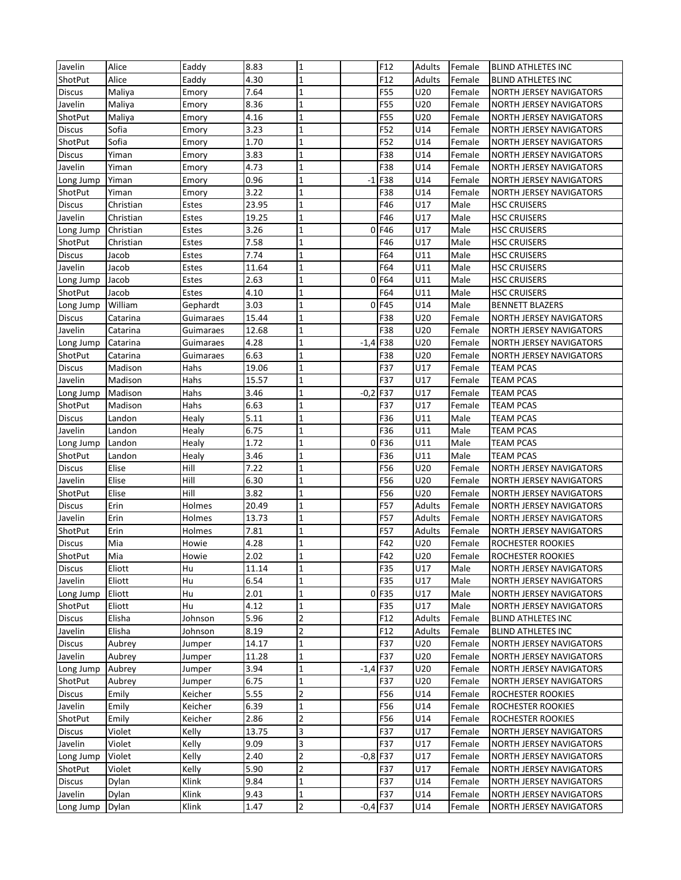| | | | | | | | | | |
|---|---|---|---|---|---|---|---|---|---|
| Javelin | Alice | Eaddy | 8.83 | 1 | | F12 | Adults | Female | BLIND ATHLETES INC |
| ShotPut | Alice | Eaddy | 4.30 | 1 | | F12 | Adults | Female | BLIND ATHLETES INC |
| Discus | Maliya | Emory | 7.64 | 1 | | F55 | U20 | Female | NORTH JERSEY NAVIGATORS |
| Javelin | Maliya | Emory | 8.36 | 1 | | F55 | U20 | Female | NORTH JERSEY NAVIGATORS |
| ShotPut | Maliya | Emory | 4.16 | 1 | | F55 | U20 | Female | NORTH JERSEY NAVIGATORS |
| Discus | Sofia | Emory | 3.23 | 1 | | F52 | U14 | Female | NORTH JERSEY NAVIGATORS |
| ShotPut | Sofia | Emory | 1.70 | 1 | | F52 | U14 | Female | NORTH JERSEY NAVIGATORS |
| Discus | Yiman | Emory | 3.83 | 1 | | F38 | U14 | Female | NORTH JERSEY NAVIGATORS |
| Javelin | Yiman | Emory | 4.73 | 1 | | F38 | U14 | Female | NORTH JERSEY NAVIGATORS |
| Long Jump | Yiman | Emory | 0.96 | 1 | -1 | F38 | U14 | Female | NORTH JERSEY NAVIGATORS |
| ShotPut | Yiman | Emory | 3.22 | 1 | | F38 | U14 | Female | NORTH JERSEY NAVIGATORS |
| Discus | Christian | Estes | 23.95 | 1 | | F46 | U17 | Male | HSC CRUISERS |
| Javelin | Christian | Estes | 19.25 | 1 | | F46 | U17 | Male | HSC CRUISERS |
| Long Jump | Christian | Estes | 3.26 | 1 | 0 | F46 | U17 | Male | HSC CRUISERS |
| ShotPut | Christian | Estes | 7.58 | 1 | | F46 | U17 | Male | HSC CRUISERS |
| Discus | Jacob | Estes | 7.74 | 1 | | F64 | U11 | Male | HSC CRUISERS |
| Javelin | Jacob | Estes | 11.64 | 1 | | F64 | U11 | Male | HSC CRUISERS |
| Long Jump | Jacob | Estes | 2.63 | 1 | 0 | F64 | U11 | Male | HSC CRUISERS |
| ShotPut | Jacob | Estes | 4.10 | 1 | | F64 | U11 | Male | HSC CRUISERS |
| Long Jump | William | Gephardt | 3.03 | 1 | 0 | F45 | U14 | Male | BENNETT BLAZERS |
| Discus | Catarina | Guimaraes | 15.44 | 1 | | F38 | U20 | Female | NORTH JERSEY NAVIGATORS |
| Javelin | Catarina | Guimaraes | 12.68 | 1 | | F38 | U20 | Female | NORTH JERSEY NAVIGATORS |
| Long Jump | Catarina | Guimaraes | 4.28 | 1 | -1,4 | F38 | U20 | Female | NORTH JERSEY NAVIGATORS |
| ShotPut | Catarina | Guimaraes | 6.63 | 1 | | F38 | U20 | Female | NORTH JERSEY NAVIGATORS |
| Discus | Madison | Hahs | 19.06 | 1 | | F37 | U17 | Female | TEAM PCAS |
| Javelin | Madison | Hahs | 15.57 | 1 | | F37 | U17 | Female | TEAM PCAS |
| Long Jump | Madison | Hahs | 3.46 | 1 | -0,2 | F37 | U17 | Female | TEAM PCAS |
| ShotPut | Madison | Hahs | 6.63 | 1 | | F37 | U17 | Female | TEAM PCAS |
| Discus | Landon | Healy | 5.11 | 1 | | F36 | U11 | Male | TEAM PCAS |
| Javelin | Landon | Healy | 6.75 | 1 | | F36 | U11 | Male | TEAM PCAS |
| Long Jump | Landon | Healy | 1.72 | 1 | 0 | F36 | U11 | Male | TEAM PCAS |
| ShotPut | Landon | Healy | 3.46 | 1 | | F36 | U11 | Male | TEAM PCAS |
| Discus | Elise | Hill | 7.22 | 1 | | F56 | U20 | Female | NORTH JERSEY NAVIGATORS |
| Javelin | Elise | Hill | 6.30 | 1 | | F56 | U20 | Female | NORTH JERSEY NAVIGATORS |
| ShotPut | Elise | Hill | 3.82 | 1 | | F56 | U20 | Female | NORTH JERSEY NAVIGATORS |
| Discus | Erin | Holmes | 20.49 | 1 | | F57 | Adults | Female | NORTH JERSEY NAVIGATORS |
| Javelin | Erin | Holmes | 13.73 | 1 | | F57 | Adults | Female | NORTH JERSEY NAVIGATORS |
| ShotPut | Erin | Holmes | 7.81 | 1 | | F57 | Adults | Female | NORTH JERSEY NAVIGATORS |
| Discus | Mia | Howie | 4.28 | 1 | | F42 | U20 | Female | ROCHESTER ROOKIES |
| ShotPut | Mia | Howie | 2.02 | 1 | | F42 | U20 | Female | ROCHESTER ROOKIES |
| Discus | Eliott | Hu | 11.14 | 1 | | F35 | U17 | Male | NORTH JERSEY NAVIGATORS |
| Javelin | Eliott | Hu | 6.54 | 1 | | F35 | U17 | Male | NORTH JERSEY NAVIGATORS |
| Long Jump | Eliott | Hu | 2.01 | 1 | 0 | F35 | U17 | Male | NORTH JERSEY NAVIGATORS |
| ShotPut | Eliott | Hu | 4.12 | 1 | | F35 | U17 | Male | NORTH JERSEY NAVIGATORS |
| Discus | Elisha | Johnson | 5.96 | 2 | | F12 | Adults | Female | BLIND ATHLETES INC |
| Javelin | Elisha | Johnson | 8.19 | 2 | | F12 | Adults | Female | BLIND ATHLETES INC |
| Discus | Aubrey | Jumper | 14.17 | 1 | | F37 | U20 | Female | NORTH JERSEY NAVIGATORS |
| Javelin | Aubrey | Jumper | 11.28 | 1 | | F37 | U20 | Female | NORTH JERSEY NAVIGATORS |
| Long Jump | Aubrey | Jumper | 3.94 | 1 | -1,4 | F37 | U20 | Female | NORTH JERSEY NAVIGATORS |
| ShotPut | Aubrey | Jumper | 6.75 | 1 | | F37 | U20 | Female | NORTH JERSEY NAVIGATORS |
| Discus | Emily | Keicher | 5.55 | 2 | | F56 | U14 | Female | ROCHESTER ROOKIES |
| Javelin | Emily | Keicher | 6.39 | 1 | | F56 | U14 | Female | ROCHESTER ROOKIES |
| ShotPut | Emily | Keicher | 2.86 | 2 | | F56 | U14 | Female | ROCHESTER ROOKIES |
| Discus | Violet | Kelly | 13.75 | 3 | | F37 | U17 | Female | NORTH JERSEY NAVIGATORS |
| Javelin | Violet | Kelly | 9.09 | 3 | | F37 | U17 | Female | NORTH JERSEY NAVIGATORS |
| Long Jump | Violet | Kelly | 2.40 | 2 | -0,8 | F37 | U17 | Female | NORTH JERSEY NAVIGATORS |
| ShotPut | Violet | Kelly | 5.90 | 2 | | F37 | U17 | Female | NORTH JERSEY NAVIGATORS |
| Discus | Dylan | Klink | 9.84 | 1 | | F37 | U14 | Female | NORTH JERSEY NAVIGATORS |
| Javelin | Dylan | Klink | 9.43 | 1 | | F37 | U14 | Female | NORTH JERSEY NAVIGATORS |
| Long Jump | Dylan | Klink | 1.47 | 2 | -0,4 | F37 | U14 | Female | NORTH JERSEY NAVIGATORS |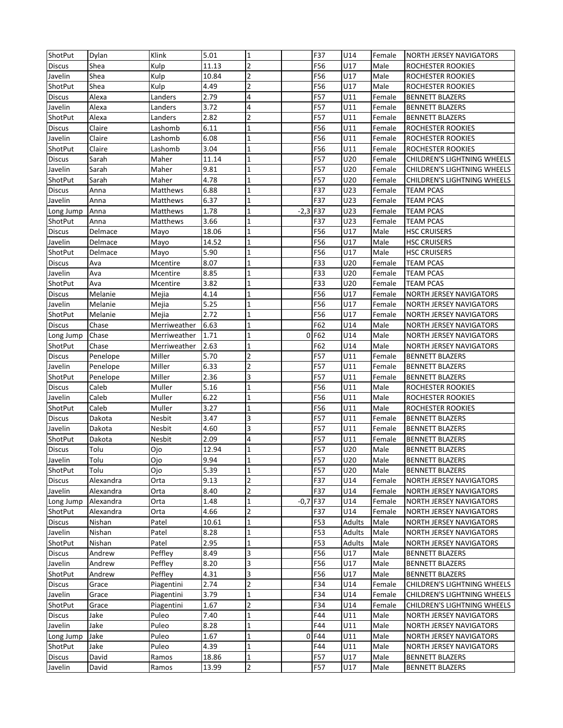| | | | | | | | | | |
|---|---|---|---|---|---|---|---|---|---|
| ShotPut | Dylan | Klink | 5.01 | 1 | | F37 | U14 | Female | NORTH JERSEY NAVIGATORS |
| Discus | Shea | Kulp | 11.13 | 2 | | F56 | U17 | Male | ROCHESTER ROOKIES |
| Javelin | Shea | Kulp | 10.84 | 2 | | F56 | U17 | Male | ROCHESTER ROOKIES |
| ShotPut | Shea | Kulp | 4.49 | 2 | | F56 | U17 | Male | ROCHESTER ROOKIES |
| Discus | Alexa | Landers | 2.79 | 4 | | F57 | U11 | Female | BENNETT BLAZERS |
| Javelin | Alexa | Landers | 3.72 | 4 | | F57 | U11 | Female | BENNETT BLAZERS |
| ShotPut | Alexa | Landers | 2.82 | 2 | | F57 | U11 | Female | BENNETT BLAZERS |
| Discus | Claire | Lashomb | 6.11 | 1 | | F56 | U11 | Female | ROCHESTER ROOKIES |
| Javelin | Claire | Lashomb | 6.08 | 1 | | F56 | U11 | Female | ROCHESTER ROOKIES |
| ShotPut | Claire | Lashomb | 3.04 | 1 | | F56 | U11 | Female | ROCHESTER ROOKIES |
| Discus | Sarah | Maher | 11.14 | 1 | | F57 | U20 | Female | CHILDREN'S LIGHTNING WHEELS |
| Javelin | Sarah | Maher | 9.81 | 1 | | F57 | U20 | Female | CHILDREN'S LIGHTNING WHEELS |
| ShotPut | Sarah | Maher | 4.78 | 1 | | F57 | U20 | Female | CHILDREN'S LIGHTNING WHEELS |
| Discus | Anna | Matthews | 6.88 | 1 | | F37 | U23 | Female | TEAM PCAS |
| Javelin | Anna | Matthews | 6.37 | 1 | | F37 | U23 | Female | TEAM PCAS |
| Long Jump | Anna | Matthews | 1.78 | 1 | -2,3 | F37 | U23 | Female | TEAM PCAS |
| ShotPut | Anna | Matthews | 3.66 | 1 | | F37 | U23 | Female | TEAM PCAS |
| Discus | Delmace | Mayo | 18.06 | 1 | | F56 | U17 | Male | HSC CRUISERS |
| Javelin | Delmace | Mayo | 14.52 | 1 | | F56 | U17 | Male | HSC CRUISERS |
| ShotPut | Delmace | Mayo | 5.90 | 1 | | F56 | U17 | Male | HSC CRUISERS |
| Discus | Ava | Mcentire | 8.07 | 1 | | F33 | U20 | Female | TEAM PCAS |
| Javelin | Ava | Mcentire | 8.85 | 1 | | F33 | U20 | Female | TEAM PCAS |
| ShotPut | Ava | Mcentire | 3.82 | 1 | | F33 | U20 | Female | TEAM PCAS |
| Discus | Melanie | Mejia | 4.14 | 1 | | F56 | U17 | Female | NORTH JERSEY NAVIGATORS |
| Javelin | Melanie | Mejia | 5.25 | 1 | | F56 | U17 | Female | NORTH JERSEY NAVIGATORS |
| ShotPut | Melanie | Mejia | 2.72 | 1 | | F56 | U17 | Female | NORTH JERSEY NAVIGATORS |
| Discus | Chase | Merriweather | 6.63 | 1 | | F62 | U14 | Male | NORTH JERSEY NAVIGATORS |
| Long Jump | Chase | Merriweather | 1.71 | 1 | 0 | F62 | U14 | Male | NORTH JERSEY NAVIGATORS |
| ShotPut | Chase | Merriweather | 2.63 | 1 | | F62 | U14 | Male | NORTH JERSEY NAVIGATORS |
| Discus | Penelope | Miller | 5.70 | 2 | | F57 | U11 | Female | BENNETT BLAZERS |
| Javelin | Penelope | Miller | 6.33 | 2 | | F57 | U11 | Female | BENNETT BLAZERS |
| ShotPut | Penelope | Miller | 2.36 | 3 | | F57 | U11 | Female | BENNETT BLAZERS |
| Discus | Caleb | Muller | 5.16 | 1 | | F56 | U11 | Male | ROCHESTER ROOKIES |
| Javelin | Caleb | Muller | 6.22 | 1 | | F56 | U11 | Male | ROCHESTER ROOKIES |
| ShotPut | Caleb | Muller | 3.27 | 1 | | F56 | U11 | Male | ROCHESTER ROOKIES |
| Discus | Dakota | Nesbit | 3.47 | 3 | | F57 | U11 | Female | BENNETT BLAZERS |
| Javelin | Dakota | Nesbit | 4.60 | 3 | | F57 | U11 | Female | BENNETT BLAZERS |
| ShotPut | Dakota | Nesbit | 2.09 | 4 | | F57 | U11 | Female | BENNETT BLAZERS |
| Discus | Tolu | Ojo | 12.94 | 1 | | F57 | U20 | Male | BENNETT BLAZERS |
| Javelin | Tolu | Ojo | 9.94 | 1 | | F57 | U20 | Male | BENNETT BLAZERS |
| ShotPut | Tolu | Ojo | 5.39 | 1 | | F57 | U20 | Male | BENNETT BLAZERS |
| Discus | Alexandra | Orta | 9.13 | 2 | | F37 | U14 | Female | NORTH JERSEY NAVIGATORS |
| Javelin | Alexandra | Orta | 8.40 | 2 | | F37 | U14 | Female | NORTH JERSEY NAVIGATORS |
| Long Jump | Alexandra | Orta | 1.48 | 1 | -0,7 | F37 | U14 | Female | NORTH JERSEY NAVIGATORS |
| ShotPut | Alexandra | Orta | 4.66 | 2 | | F37 | U14 | Female | NORTH JERSEY NAVIGATORS |
| Discus | Nishan | Patel | 10.61 | 1 | | F53 | Adults | Male | NORTH JERSEY NAVIGATORS |
| Javelin | Nishan | Patel | 8.28 | 1 | | F53 | Adults | Male | NORTH JERSEY NAVIGATORS |
| ShotPut | Nishan | Patel | 2.95 | 1 | | F53 | Adults | Male | NORTH JERSEY NAVIGATORS |
| Discus | Andrew | Peffley | 8.49 | 3 | | F56 | U17 | Male | BENNETT BLAZERS |
| Javelin | Andrew | Peffley | 8.20 | 3 | | F56 | U17 | Male | BENNETT BLAZERS |
| ShotPut | Andrew | Peffley | 4.31 | 3 | | F56 | U17 | Male | BENNETT BLAZERS |
| Discus | Grace | Piagentini | 2.74 | 2 | | F34 | U14 | Female | CHILDREN'S LIGHTNING WHEELS |
| Javelin | Grace | Piagentini | 3.79 | 1 | | F34 | U14 | Female | CHILDREN'S LIGHTNING WHEELS |
| ShotPut | Grace | Piagentini | 1.67 | 2 | | F34 | U14 | Female | CHILDREN'S LIGHTNING WHEELS |
| Discus | Jake | Puleo | 7.40 | 1 | | F44 | U11 | Male | NORTH JERSEY NAVIGATORS |
| Javelin | Jake | Puleo | 8.28 | 1 | | F44 | U11 | Male | NORTH JERSEY NAVIGATORS |
| Long Jump | Jake | Puleo | 1.67 | 1 | 0 | F44 | U11 | Male | NORTH JERSEY NAVIGATORS |
| ShotPut | Jake | Puleo | 4.39 | 1 | | F44 | U11 | Male | NORTH JERSEY NAVIGATORS |
| Discus | David | Ramos | 18.86 | 1 | | F57 | U17 | Male | BENNETT BLAZERS |
| Javelin | David | Ramos | 13.99 | 2 | | F57 | U17 | Male | BENNETT BLAZERS |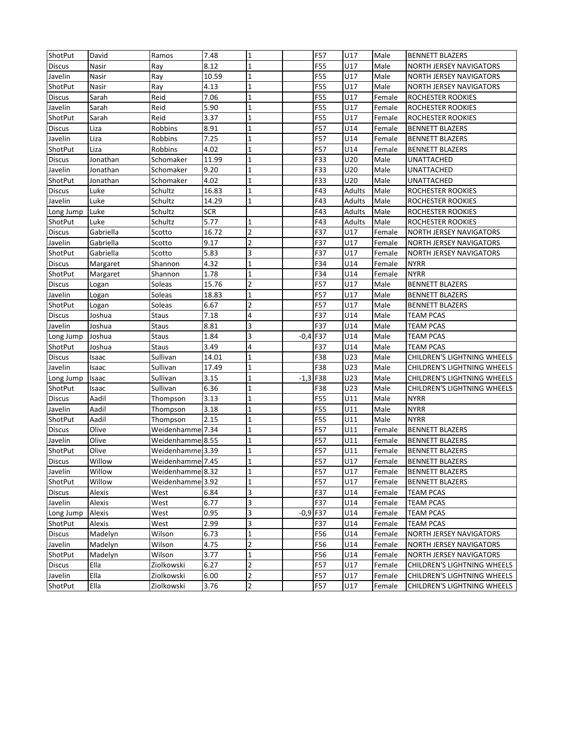| | | | | | | | | | |
|---|---|---|---|---|---|---|---|---|---|
| ShotPut | David | Ramos | 7.48 | 1 | | F57 | U17 | Male | BENNETT BLAZERS |
| Discus | Nasir | Ray | 8.12 | 1 | | F55 | U17 | Male | NORTH JERSEY NAVIGATORS |
| Javelin | Nasir | Ray | 10.59 | 1 | | F55 | U17 | Male | NORTH JERSEY NAVIGATORS |
| ShotPut | Nasir | Ray | 4.13 | 1 | | F55 | U17 | Male | NORTH JERSEY NAVIGATORS |
| Discus | Sarah | Reid | 7.06 | 1 | | F55 | U17 | Female | ROCHESTER ROOKIES |
| Javelin | Sarah | Reid | 5.90 | 1 | | F55 | U17 | Female | ROCHESTER ROOKIES |
| ShotPut | Sarah | Reid | 3.37 | 1 | | F55 | U17 | Female | ROCHESTER ROOKIES |
| Discus | Liza | Robbins | 8.91 | 1 | | F57 | U14 | Female | BENNETT BLAZERS |
| Javelin | Liza | Robbins | 7.25 | 1 | | F57 | U14 | Female | BENNETT BLAZERS |
| ShotPut | Liza | Robbins | 4.02 | 1 | | F57 | U14 | Female | BENNETT BLAZERS |
| Discus | Jonathan | Schomaker | 11.99 | 1 | | F33 | U20 | Male | UNATTACHED |
| Javelin | Jonathan | Schomaker | 9.20 | 1 | | F33 | U20 | Male | UNATTACHED |
| ShotPut | Jonathan | Schomaker | 4.02 | 1 | | F33 | U20 | Male | UNATTACHED |
| Discus | Luke | Schultz | 16.83 | 1 | | F43 | Adults | Male | ROCHESTER ROOKIES |
| Javelin | Luke | Schultz | 14.29 | 1 | | F43 | Adults | Male | ROCHESTER ROOKIES |
| Long Jump | Luke | Schultz | SCR | | | F43 | Adults | Male | ROCHESTER ROOKIES |
| ShotPut | Luke | Schultz | 5.77 | 1 | | F43 | Adults | Male | ROCHESTER ROOKIES |
| Discus | Gabriella | Scotto | 16.72 | 2 | | F37 | U17 | Female | NORTH JERSEY NAVIGATORS |
| Javelin | Gabriella | Scotto | 9.17 | 2 | | F37 | U17 | Female | NORTH JERSEY NAVIGATORS |
| ShotPut | Gabriella | Scotto | 5.83 | 3 | | F37 | U17 | Female | NORTH JERSEY NAVIGATORS |
| Discus | Margaret | Shannon | 4.32 | 1 | | F34 | U14 | Female | NYRR |
| ShotPut | Margaret | Shannon | 1.78 | 1 | | F34 | U14 | Female | NYRR |
| Discus | Logan | Soleas | 15.76 | 2 | | F57 | U17 | Male | BENNETT BLAZERS |
| Javelin | Logan | Soleas | 18.83 | 1 | | F57 | U17 | Male | BENNETT BLAZERS |
| ShotPut | Logan | Soleas | 6.67 | 2 | | F57 | U17 | Male | BENNETT BLAZERS |
| Discus | Joshua | Staus | 7.18 | 4 | | F37 | U14 | Male | TEAM PCAS |
| Javelin | Joshua | Staus | 8.81 | 3 | | F37 | U14 | Male | TEAM PCAS |
| Long Jump | Joshua | Staus | 1.84 | 3 | -0,4 | F37 | U14 | Male | TEAM PCAS |
| ShotPut | Joshua | Staus | 3.49 | 4 | | F37 | U14 | Male | TEAM PCAS |
| Discus | Isaac | Sullivan | 14.01 | 1 | | F38 | U23 | Male | CHILDREN'S LIGHTNING WHEELS |
| Javelin | Isaac | Sullivan | 17.49 | 1 | | F38 | U23 | Male | CHILDREN'S LIGHTNING WHEELS |
| Long Jump | Isaac | Sullivan | 3.15 | 1 | -1,3 | F38 | U23 | Male | CHILDREN'S LIGHTNING WHEELS |
| ShotPut | Isaac | Sullivan | 6.36 | 1 | | F38 | U23 | Male | CHILDREN'S LIGHTNING WHEELS |
| Discus | Aadil | Thompson | 3.13 | 1 | | F55 | U11 | Male | NYRR |
| Javelin | Aadil | Thompson | 3.18 | 1 | | F55 | U11 | Male | NYRR |
| ShotPut | Aadil | Thompson | 2.15 | 1 | | F55 | U11 | Male | NYRR |
| Discus | Olive | Weidenhamme | 7.34 | 1 | | F57 | U11 | Female | BENNETT BLAZERS |
| Javelin | Olive | Weidenhamme | 8.55 | 1 | | F57 | U11 | Female | BENNETT BLAZERS |
| ShotPut | Olive | Weidenhamme | 3.39 | 1 | | F57 | U11 | Female | BENNETT BLAZERS |
| Discus | Willow | Weidenhamme | 7.45 | 1 | | F57 | U17 | Female | BENNETT BLAZERS |
| Javelin | Willow | Weidenhamme | 8.32 | 1 | | F57 | U17 | Female | BENNETT BLAZERS |
| ShotPut | Willow | Weidenhamme | 3.92 | 1 | | F57 | U17 | Female | BENNETT BLAZERS |
| Discus | Alexis | West | 6.84 | 3 | | F37 | U14 | Female | TEAM PCAS |
| Javelin | Alexis | West | 6.77 | 3 | | F37 | U14 | Female | TEAM PCAS |
| Long Jump | Alexis | West | 0.95 | 3 | -0,9 | F37 | U14 | Female | TEAM PCAS |
| ShotPut | Alexis | West | 2.99 | 3 | | F37 | U14 | Female | TEAM PCAS |
| Discus | Madelyn | Wilson | 6.73 | 1 | | F56 | U14 | Female | NORTH JERSEY NAVIGATORS |
| Javelin | Madelyn | Wilson | 4.75 | 2 | | F56 | U14 | Female | NORTH JERSEY NAVIGATORS |
| ShotPut | Madelyn | Wilson | 3.77 | 1 | | F56 | U14 | Female | NORTH JERSEY NAVIGATORS |
| Discus | Ella | Ziolkowski | 6.27 | 2 | | F57 | U17 | Female | CHILDREN'S LIGHTNING WHEELS |
| Javelin | Ella | Ziolkowski | 6.00 | 2 | | F57 | U17 | Female | CHILDREN'S LIGHTNING WHEELS |
| ShotPut | Ella | Ziolkowski | 3.76 | 2 | | F57 | U17 | Female | CHILDREN'S LIGHTNING WHEELS |